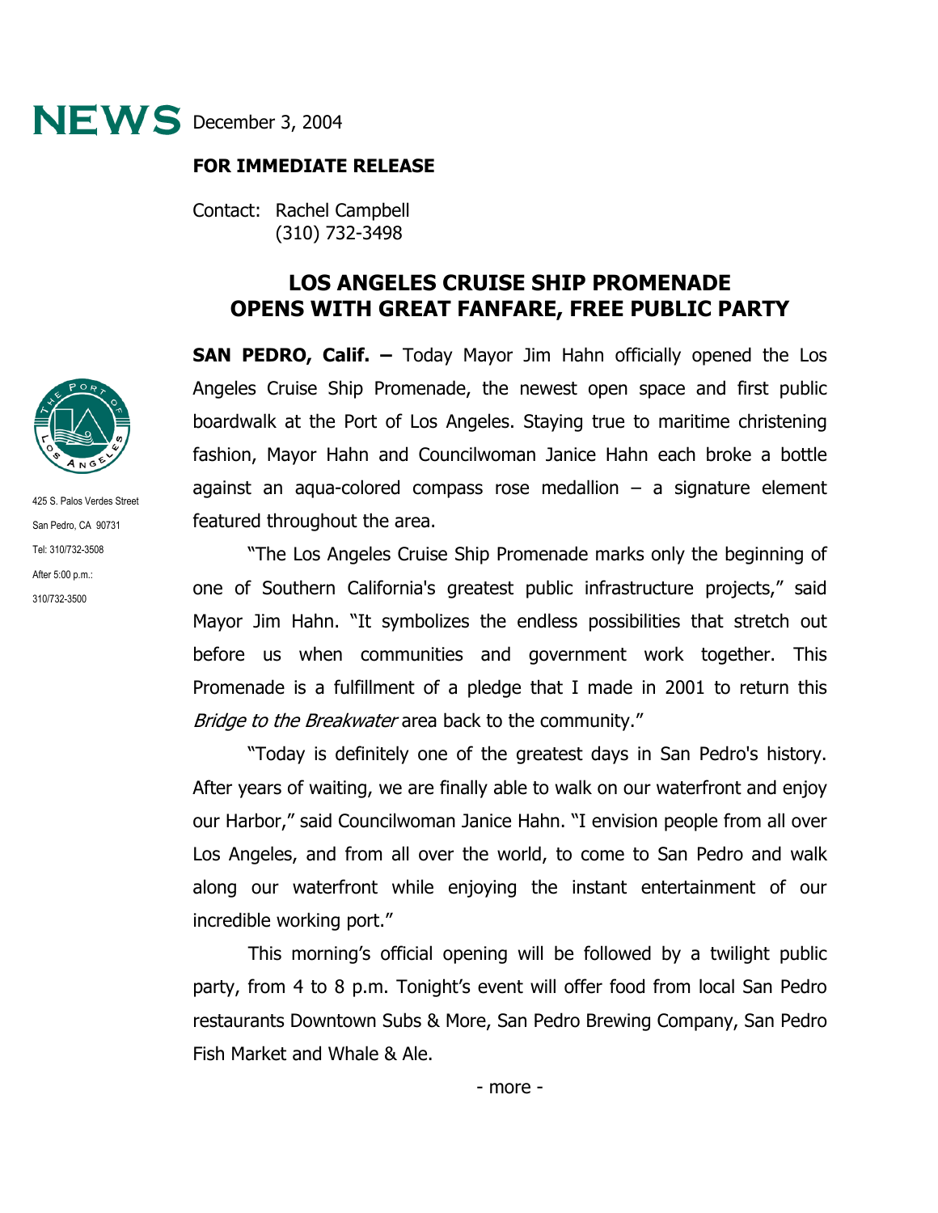**NEWS** December 3, 2004

**FOR IMMEDIATE RELEASE**

Contact: Rachel Campbell
(310) 732-3498

425 S. Palos Verdes Street
San Pedro, CA 90731
Tel: 310/732-3508
After 5:00 p.m.:
310/732-3500

# LOS ANGELES CRUISE SHIP PROMENADE OPENS WITH GREAT FANFARE, FREE PUBLIC PARTY

**SAN PEDRO, Calif. –** Today Mayor Jim Hahn officially opened the Los Angeles Cruise Ship Promenade, the newest open space and first public boardwalk at the Port of Los Angeles. Staying true to maritime christening fashion, Mayor Hahn and Councilwoman Janice Hahn each broke a bottle against an aqua-colored compass rose medallion – a signature element featured throughout the area.

"The Los Angeles Cruise Ship Promenade marks only the beginning of one of Southern California's greatest public infrastructure projects," said Mayor Jim Hahn. "It symbolizes the endless possibilities that stretch out before us when communities and government work together. This Promenade is a fulfillment of a pledge that I made in 2001 to return this *Bridge to the Breakwater* area back to the community."

"Today is definitely one of the greatest days in San Pedro's history. After years of waiting, we are finally able to walk on our waterfront and enjoy our Harbor," said Councilwoman Janice Hahn. "I envision people from all over Los Angeles, and from all over the world, to come to San Pedro and walk along our waterfront while enjoying the instant entertainment of our incredible working port."

This morning's official opening will be followed by a twilight public party, from 4 to 8 p.m. Tonight's event will offer food from local San Pedro restaurants Downtown Subs & More, San Pedro Brewing Company, San Pedro Fish Market and Whale & Ale.

- more -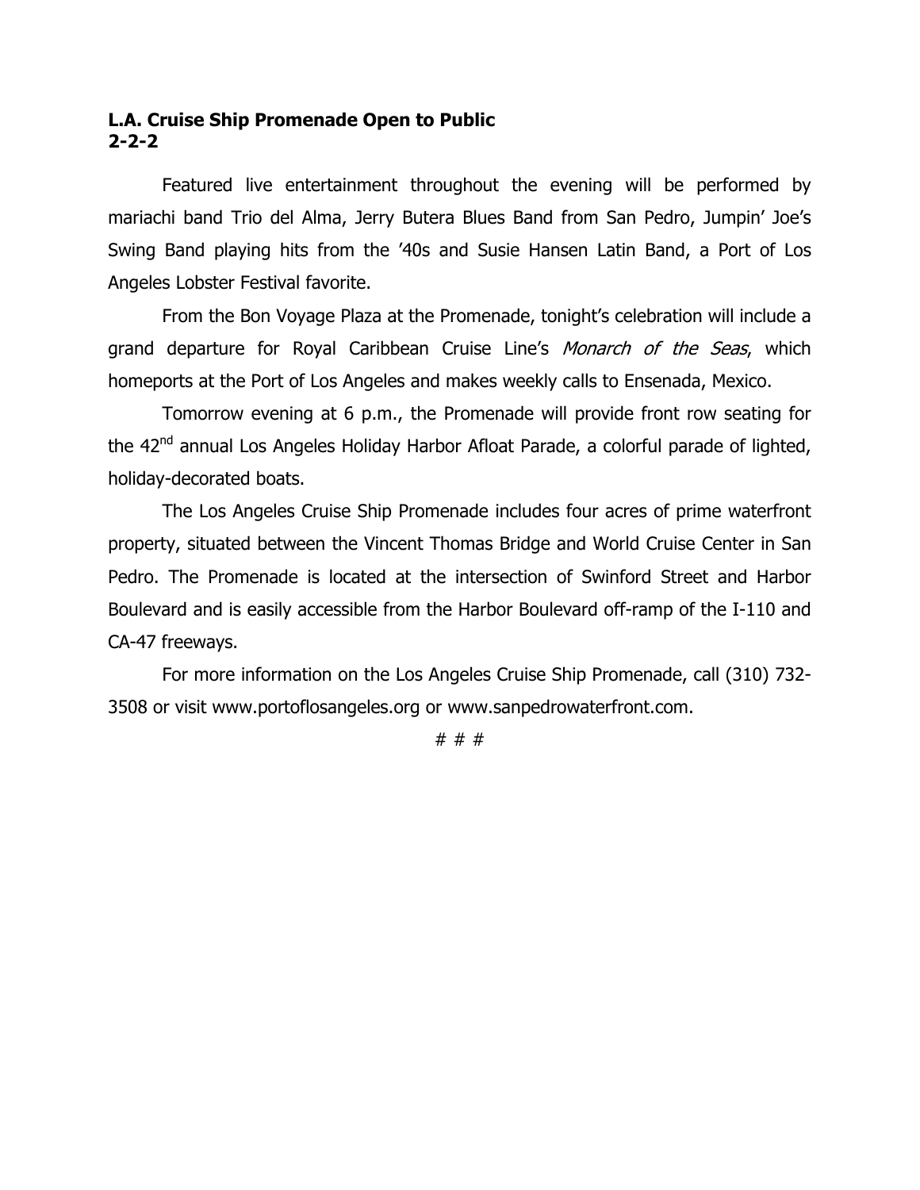**L.A. Cruise Ship Promenade Open to Public**
**2-2-2**

Featured live entertainment throughout the evening will be performed by mariachi band Trio del Alma, Jerry Butera Blues Band from San Pedro, Jumpin' Joe's Swing Band playing hits from the '40s and Susie Hansen Latin Band, a Port of Los Angeles Lobster Festival favorite.

From the Bon Voyage Plaza at the Promenade, tonight's celebration will include a grand departure for Royal Caribbean Cruise Line's *Monarch of the Seas*, which homeports at the Port of Los Angeles and makes weekly calls to Ensenada, Mexico.

Tomorrow evening at 6 p.m., the Promenade will provide front row seating for the 42nd annual Los Angeles Holiday Harbor Afloat Parade, a colorful parade of lighted, holiday-decorated boats.

The Los Angeles Cruise Ship Promenade includes four acres of prime waterfront property, situated between the Vincent Thomas Bridge and World Cruise Center in San Pedro. The Promenade is located at the intersection of Swinford Street and Harbor Boulevard and is easily accessible from the Harbor Boulevard off-ramp of the I-110 and CA-47 freeways.

For more information on the Los Angeles Cruise Ship Promenade, call (310) 732-3508 or visit www.portoflosangeles.org or www.sanpedrowaterfront.com.

# # #